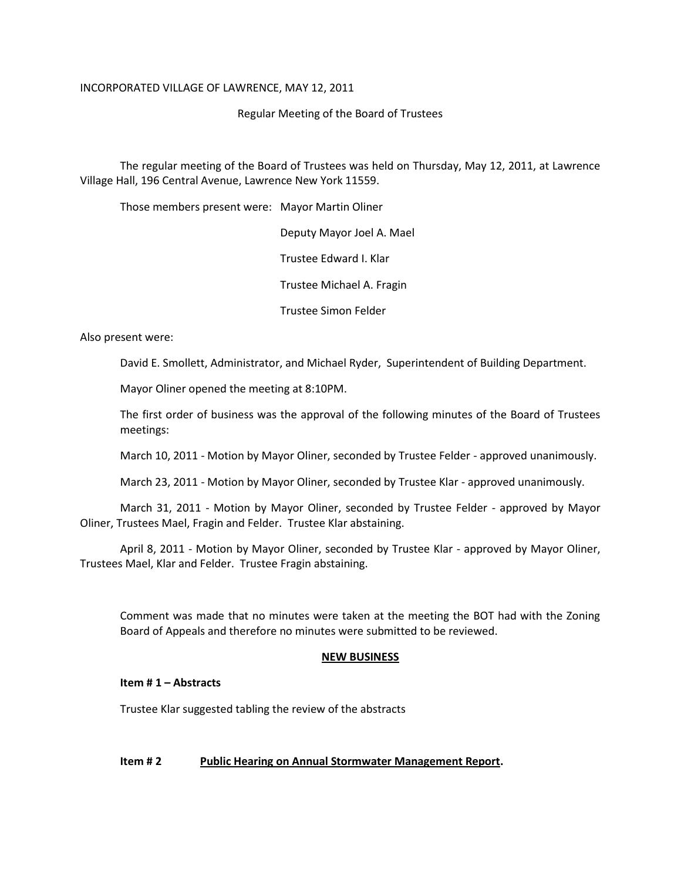INCORPORATED VILLAGE OF LAWRENCE, MAY 12, 2011

Regular Meeting of the Board of Trustees

The regular meeting of the Board of Trustees was held on Thursday, May 12, 2011, at Lawrence Village Hall, 196 Central Avenue, Lawrence New York 11559.

Those members present were: Mayor Martin Oliner

Deputy Mayor Joel A. Mael

Trustee Edward I. Klar

Trustee Michael A. Fragin

Trustee Simon Felder

Also present were:

David E. Smollett, Administrator, and Michael Ryder, Superintendent of Building Department.

Mayor Oliner opened the meeting at 8:10PM.

The first order of business was the approval of the following minutes of the Board of Trustees meetings:

March 10, 2011 - Motion by Mayor Oliner, seconded by Trustee Felder - approved unanimously.

March 23, 2011 - Motion by Mayor Oliner, seconded by Trustee Klar - approved unanimously.

March 31, 2011 - Motion by Mayor Oliner, seconded by Trustee Felder - approved by Mayor Oliner, Trustees Mael, Fragin and Felder. Trustee Klar abstaining.

April 8, 2011 - Motion by Mayor Oliner, seconded by Trustee Klar - approved by Mayor Oliner, Trustees Mael, Klar and Felder. Trustee Fragin abstaining.

Comment was made that no minutes were taken at the meeting the BOT had with the Zoning Board of Appeals and therefore no minutes were submitted to be reviewed.

**NEW BUSINESS**

**Item # 1 – Abstracts**

Trustee Klar suggested tabling the review of the abstracts

**Item # 2** **Public Hearing on Annual Stormwater Management Report.**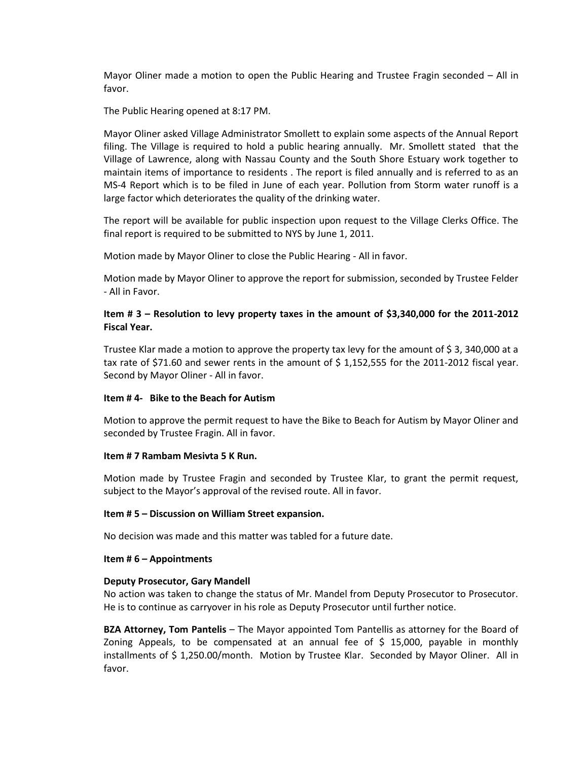Mayor Oliner made a motion to open the Public Hearing and Trustee Fragin seconded – All in favor.

The Public Hearing opened at 8:17 PM.

Mayor Oliner asked Village Administrator Smollett to explain some aspects of the Annual Report filing. The Village is required to hold a public hearing annually. Mr. Smollett stated that the Village of Lawrence, along with Nassau County and the South Shore Estuary work together to maintain items of importance to residents . The report is filed annually and is referred to as an MS-4 Report which is to be filed in June of each year. Pollution from Storm water runoff is a large factor which deteriorates the quality of the drinking water.

The report will be available for public inspection upon request to the Village Clerks Office. The final report is required to be submitted to NYS by June 1, 2011.

Motion made by Mayor Oliner to close the Public Hearing - All in favor.

Motion made by Mayor Oliner to approve the report for submission, seconded by Trustee Felder - All in Favor.

**Item # 3 – Resolution to levy property taxes in the amount of $3,340,000 for the 2011-2012 Fiscal Year.**

Trustee Klar made a motion to approve the property tax levy for the amount of $ 3, 340,000 at a tax rate of $71.60 and sewer rents in the amount of $ 1,152,555 for the 2011-2012 fiscal year. Second by Mayor Oliner - All in favor.

**Item # 4- Bike to the Beach for Autism**

Motion to approve the permit request to have the Bike to Beach for Autism by Mayor Oliner and seconded by Trustee Fragin. All in favor.

**Item # 7 Rambam Mesivta 5 K Run.**

Motion made by Trustee Fragin and seconded by Trustee Klar, to grant the permit request, subject to the Mayor's approval of the revised route. All in favor.

**Item # 5 – Discussion on William Street expansion.**

No decision was made and this matter was tabled for a future date.

**Item # 6 – Appointments**

**Deputy Prosecutor, Gary Mandell**
No action was taken to change the status of Mr. Mandel from Deputy Prosecutor to Prosecutor. He is to continue as carryover in his role as Deputy Prosecutor until further notice.

**BZA Attorney, Tom Pantelis** – The Mayor appointed Tom Pantellis as attorney for the Board of Zoning Appeals, to be compensated at an annual fee of $ 15,000, payable in monthly installments of $ 1,250.00/month. Motion by Trustee Klar. Seconded by Mayor Oliner. All in favor.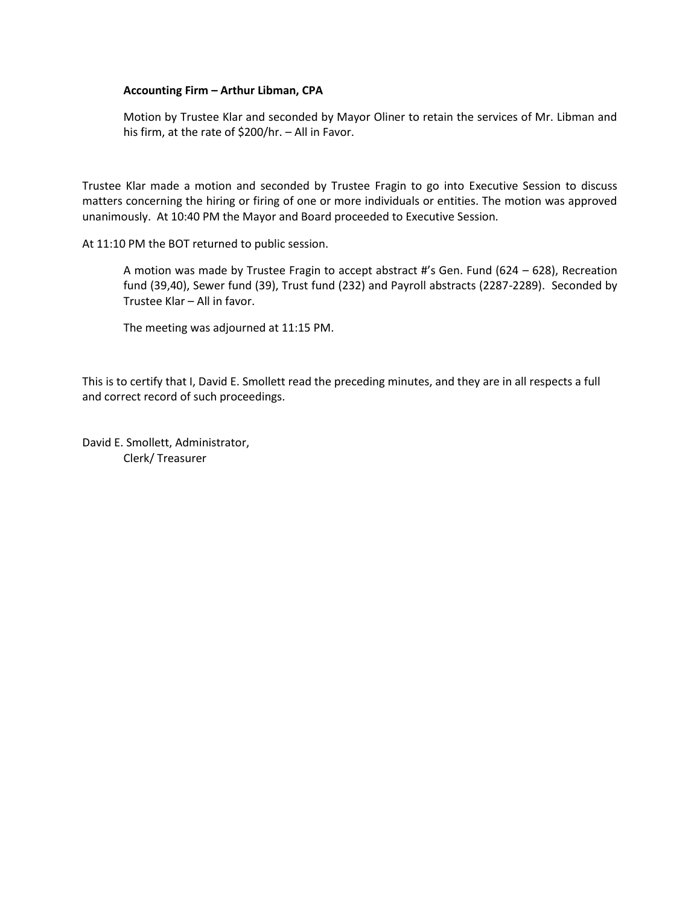**Accounting Firm – Arthur Libman, CPA**

Motion by Trustee Klar and seconded by Mayor Oliner to retain the services of Mr. Libman and his firm, at the rate of $200/hr. – All in Favor.

Trustee Klar made a motion and seconded by Trustee Fragin to go into Executive Session to discuss matters concerning the hiring or firing of one or more individuals or entities. The motion was approved unanimously. At 10:40 PM the Mayor and Board proceeded to Executive Session.

At 11:10 PM the BOT returned to public session.

A motion was made by Trustee Fragin to accept abstract #'s Gen. Fund (624 – 628), Recreation fund (39,40), Sewer fund (39), Trust fund (232) and Payroll abstracts (2287-2289). Seconded by Trustee Klar – All in favor.

The meeting was adjourned at 11:15 PM.

This is to certify that I, David E. Smollett read the preceding minutes, and they are in all respects a full and correct record of such proceedings.

David E. Smollett, Administrator,
Clerk/ Treasurer